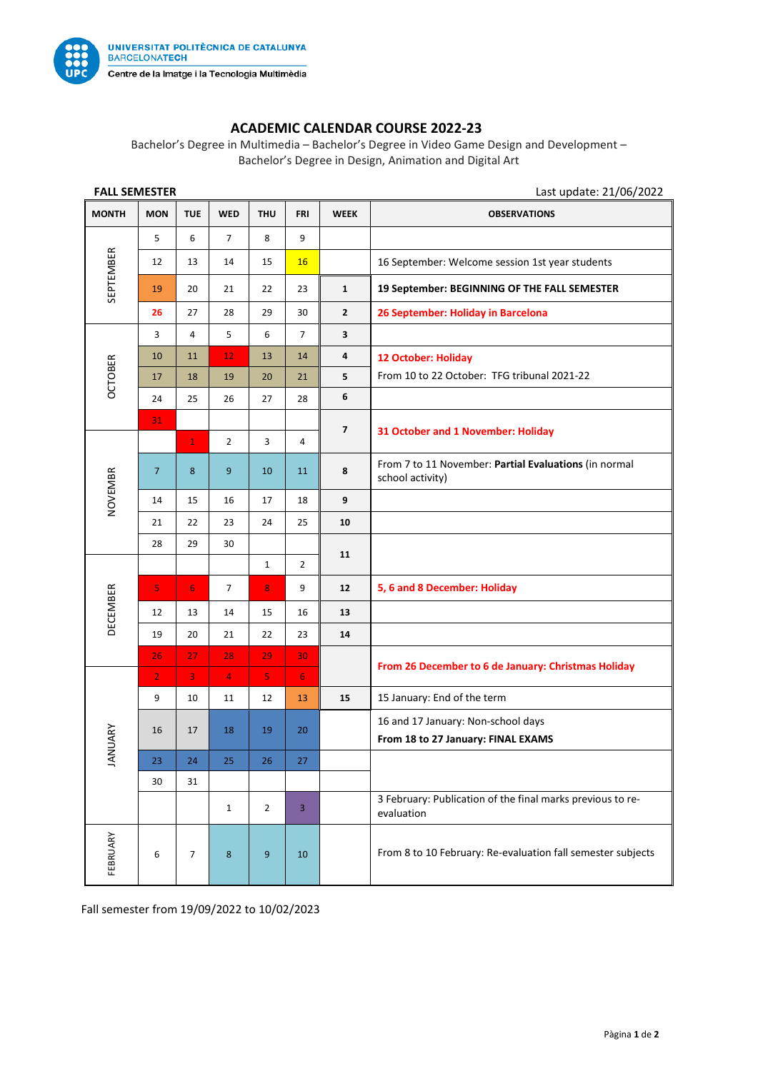UNIVERSITAT POLITÈCNICA DE CATALUNYA
BARCELONATECH
Centre de la Imatge i la Tecnologia Multimèdia

# ACADEMIC CALENDAR COURSE 2022-23

Bachelor's Degree in Multimedia – Bachelor's Degree in Video Game Design and Development – Bachelor's Degree in Design, Animation and Digital Art

**FALL SEMESTER** Last update: 21/06/2022

| MONTH | MON | TUE | WED | THU | FRI | WEEK | OBSERVATIONS |
|---|---|---|---|---|---|---|---|
| SEPTEMBER | 5 | 6 | 7 | 8 | 9 | | |
| | 12 | 13 | 14 | 15 | 16 | | 16 September: Welcome session 1st year students |
| | 19 | 20 | 21 | 22 | 23 | 1 | **19 September: BEGINNING OF THE FALL SEMESTER** |
| | 26 | 27 | 28 | 29 | 30 | 2 | **26 September: Holiday in Barcelona** |
| OCTOBER | 3 | 4 | 5 | 6 | 7 | 3 | |
| | 10 | 11 | 12 | 13 | 14 | 4 | **12 October: Holiday** |
| | 17 | 18 | 19 | 20 | 21 | 5 | From 10 to 22 October: TFG tribunal 2021-22 |
| | 24 | 25 | 26 | 27 | 28 | 6 | |
| | 31 | | | | | 7 | **31 October and 1 November: Holiday** |
| NOVEMBER | | 1 | 2 | 3 | 4 | | |
| | 7 | 8 | 9 | 10 | 11 | 8 | From 7 to 11 November: **Partial Evaluations** (in normal school activity) |
| | 14 | 15 | 16 | 17 | 18 | 9 | |
| | 21 | 22 | 23 | 24 | 25 | 10 | |
| | 28 | 29 | 30 | | | 11 | |
| DECEMBER | | | | 1 | 2 | | |
| | 5 | 6 | 7 | 8 | 9 | 12 | **5, 6 and 8 December: Holiday** |
| | 12 | 13 | 14 | 15 | 16 | 13 | |
| | 19 | 20 | 21 | 22 | 23 | 14 | |
| | 26 | 27 | 28 | 29 | 30 | | **From 26 December to 6 de January: Christmas Holiday** |
| JANUARY | 2 | 3 | 4 | 5 | 6 | | |
| | 9 | 10 | 11 | 12 | 13 | 15 | 15 January: End of the term |
| | 16 | 17 | 18 | 19 | 20 | | 16 and 17 January: Non-school days<br>**From 18 to 27 January: FINAL EXAMS** |
| | 23 | 24 | 25 | 26 | 27 | | |
| | 30 | 31 | | | | | |
| | | | 1 | 2 | 3 | | 3 February: Publication of the final marks previous to re-evaluation |
| FEBRUARY | 6 | 7 | 8 | 9 | 10 | | From 8 to 10 February: Re-evaluation fall semester subjects |

Fall semester from 19/09/2022 to 10/02/2023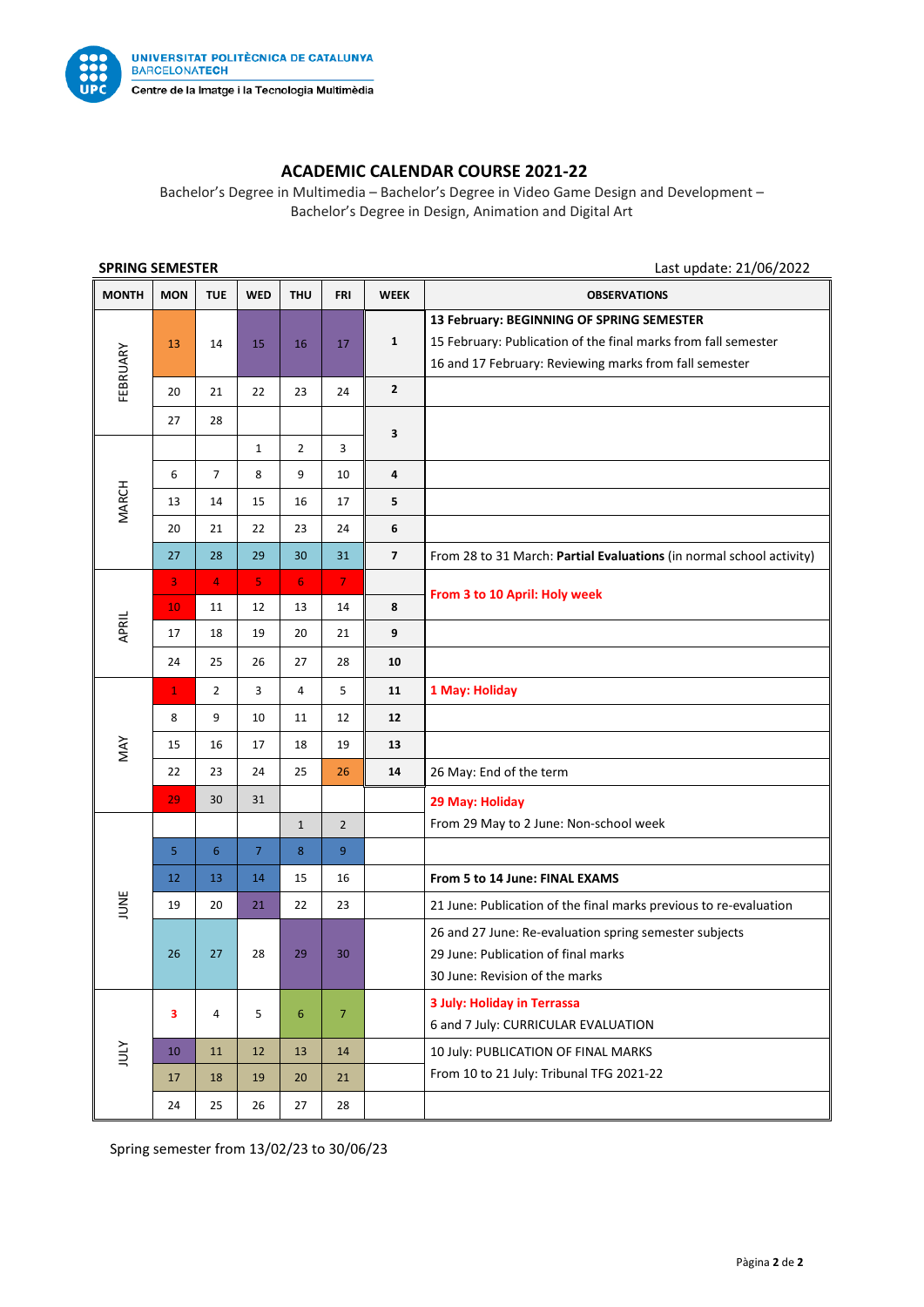## ACADEMIC CALENDAR COURSE 2021-22

Bachelor's Degree in Multimedia – Bachelor's Degree in Video Game Design and Development – Bachelor's Degree in Design, Animation and Digital Art

**SPRING SEMESTER** Last update: 21/06/2022

| MONTH | MON | TUE | WED | THU | FRI | WEEK | OBSERVATIONS |
|---|---|---|---|---|---|---|---|
| FEBRUARY | 13 | 14 | 15 | 16 | 17 | 1 | **13 February: BEGINNING OF SPRING SEMESTER**<br>15 February: Publication of the final marks from fall semester<br>16 and 17 February: Reviewing marks from fall semester |
| | 20 | 21 | 22 | 23 | 24 | 2 | |
| | 27 | 28 | | | | 3 | |
| MARCH | | | 1 | 2 | 3 | | |
| | 6 | 7 | 8 | 9 | 10 | 4 | |
| | 13 | 14 | 15 | 16 | 17 | 5 | |
| | 20 | 21 | 22 | 23 | 24 | 6 | |
| | 27 | 28 | 29 | 30 | 31 | 7 | From 28 to 31 March: **Partial Evaluations** (in normal school activity) |
| APRIL | 3 | 4 | 5 | 6 | 7 | | **From 3 to 10 April: Holy week** |
| | 10 | 11 | 12 | 13 | 14 | 8 | |
| | 17 | 18 | 19 | 20 | 21 | 9 | |
| | 24 | 25 | 26 | 27 | 28 | 10 | |
| MAY | 1 | 2 | 3 | 4 | 5 | 11 | **1 May: Holiday** |
| | 8 | 9 | 10 | 11 | 12 | 12 | |
| | 15 | 16 | 17 | 18 | 19 | 13 | |
| | 22 | 23 | 24 | 25 | 26 | 14 | 26 May: End of the term |
| | 29 | 30 | 31 | | | | **29 May: Holiday**<br>From 29 May to 2 June: Non-school week |
| JUNE | | | | 1 | 2 | | |
| | 5 | 6 | 7 | 8 | 9 | | |
| | 12 | 13 | 14 | 15 | 16 | | **From 5 to 14 June: FINAL EXAMS** |
| | 19 | 20 | 21 | 22 | 23 | | 21 June: Publication of the final marks previous to re-evaluation |
| | 26 | 27 | 28 | 29 | 30 | | 26 and 27 June: Re-evaluation spring semester subjects<br>29 June: Publication of final marks<br>30 June: Revision of the marks |
| JULY | 3 | 4 | 5 | 6 | 7 | | **3 July: Holiday in Terrassa**<br>6 and 7 July: CURRICULAR EVALUATION |
| | 10 | 11 | 12 | 13 | 14 | | 10 July: PUBLICATION OF FINAL MARKS<br>From 10 to 21 July: Tribunal TFG 2021-22 |
| | 17 | 18 | 19 | 20 | 21 | | |
| | 24 | 25 | 26 | 27 | 28 | | |

Spring semester from 13/02/23 to 30/06/23